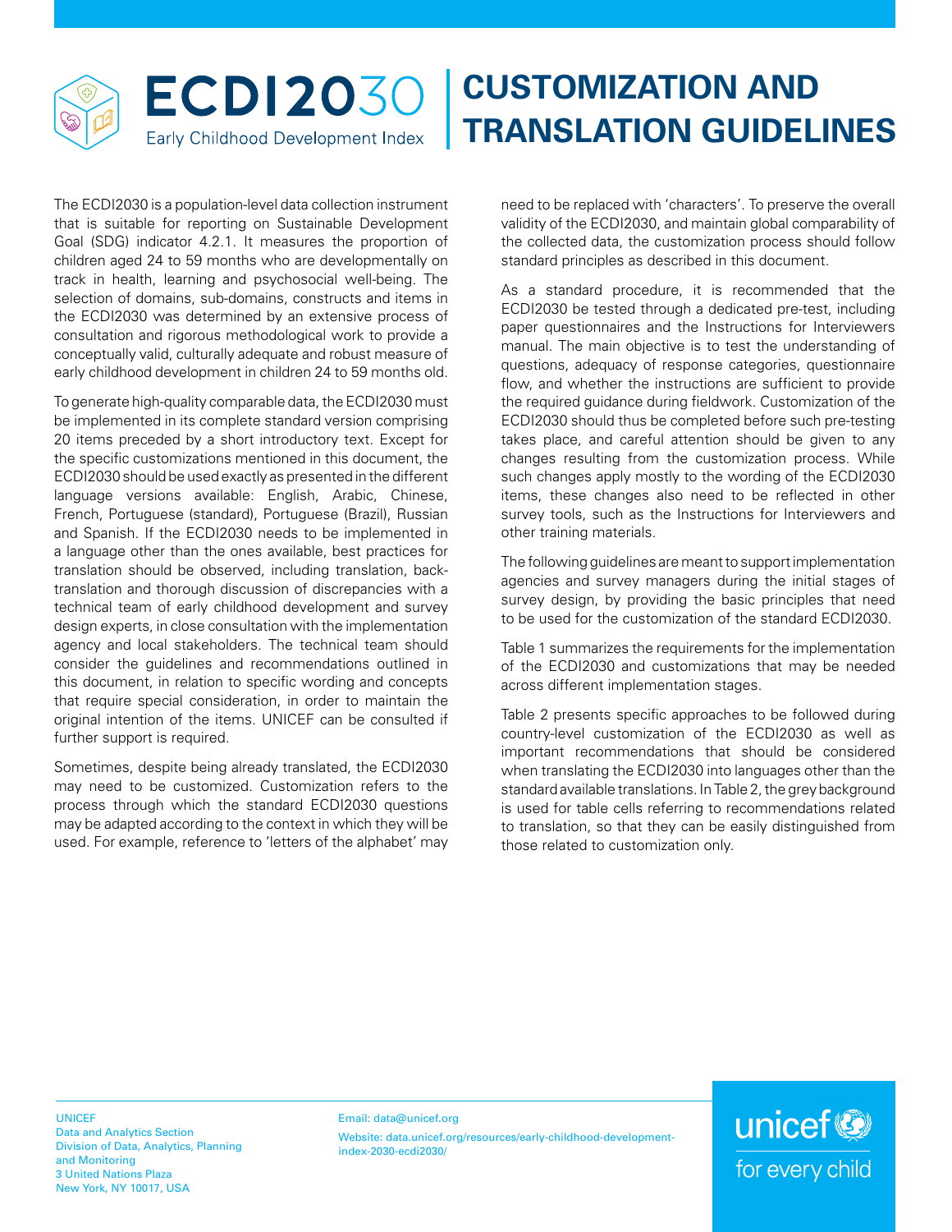# ECDI2030 Early Childhood Development Index

# CUSTOMIZATION AND TRANSLATION GUIDELINES

The ECDI2030 is a population-level data collection instrument that is suitable for reporting on Sustainable Development Goal (SDG) indicator 4.2.1. It measures the proportion of children aged 24 to 59 months who are developmentally on track in health, learning and psychosocial well-being. The selection of domains, sub-domains, constructs and items in the ECDI2030 was determined by an extensive process of consultation and rigorous methodological work to provide a conceptually valid, culturally adequate and robust measure of early childhood development in children 24 to 59 months old.

To generate high-quality comparable data, the ECDI2030 must be implemented in its complete standard version comprising 20 items preceded by a short introductory text. Except for the specific customizations mentioned in this document, the ECDI2030 should be used exactly as presented in the different language versions available: English, Arabic, Chinese, French, Portuguese (standard), Portuguese (Brazil), Russian and Spanish. If the ECDI2030 needs to be implemented in a language other than the ones available, best practices for translation should be observed, including translation, back-translation and thorough discussion of discrepancies with a technical team of early childhood development and survey design experts, in close consultation with the implementation agency and local stakeholders. The technical team should consider the guidelines and recommendations outlined in this document, in relation to specific wording and concepts that require special consideration, in order to maintain the original intention of the items. UNICEF can be consulted if further support is required.

Sometimes, despite being already translated, the ECDI2030 may need to be customized. Customization refers to the process through which the standard ECDI2030 questions may be adapted according to the context in which they will be used. For example, reference to 'letters of the alphabet' may need to be replaced with 'characters'. To preserve the overall validity of the ECDI2030, and maintain global comparability of the collected data, the customization process should follow standard principles as described in this document.

As a standard procedure, it is recommended that the ECDI2030 be tested through a dedicated pre-test, including paper questionnaires and the Instructions for Interviewers manual. The main objective is to test the understanding of questions, adequacy of response categories, questionnaire flow, and whether the instructions are sufficient to provide the required guidance during fieldwork. Customization of the ECDI2030 should thus be completed before such pre-testing takes place, and careful attention should be given to any changes resulting from the customization process. While such changes apply mostly to the wording of the ECDI2030 items, these changes also need to be reflected in other survey tools, such as the Instructions for Interviewers and other training materials.

The following guidelines are meant to support implementation agencies and survey managers during the initial stages of survey design, by providing the basic principles that need to be used for the customization of the standard ECDI2030.

Table 1 summarizes the requirements for the implementation of the ECDI2030 and customizations that may be needed across different implementation stages.

Table 2 presents specific approaches to be followed during country-level customization of the ECDI2030 as well as important recommendations that should be considered when translating the ECDI2030 into languages other than the standard available translations. In Table 2, the grey background is used for table cells referring to recommendations related to translation, so that they can be easily distinguished from those related to customization only.

UNICEF
Data and Analytics Section
Division of Data, Analytics, Planning and Monitoring
3 United Nations Plaza
New York, NY 10017, USA

Email: data@unicef.org
Website: data.unicef.org/resources/early-childhood-development-index-2030-ecdi2030/

unicef for every child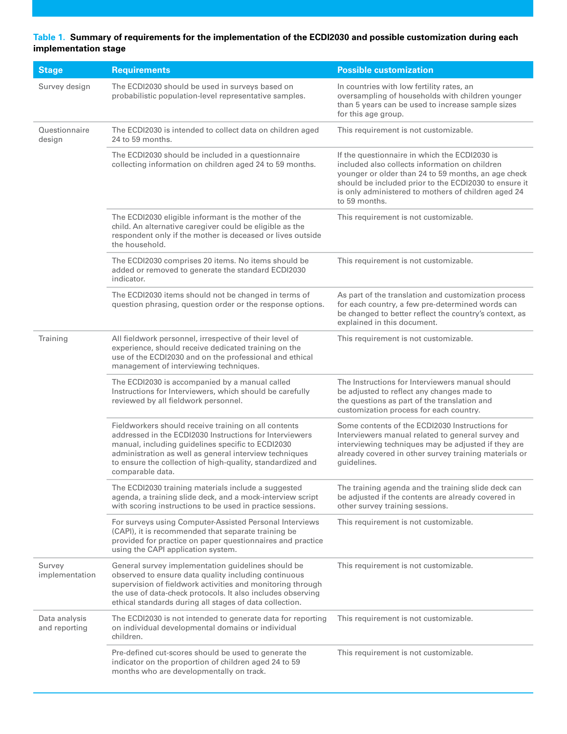**Table 1. Summary of requirements for the implementation of the ECDI2030 and possible customization during each implementation stage**

| Stage | Requirements | Possible customization |
|---|---|---|
| Survey design | The ECDI2030 should be used in surveys based on probabilistic population-level representative samples. | In countries with low fertility rates, an oversampling of households with children younger than 5 years can be used to increase sample sizes for this age group. |
| Questionnaire design | The ECDI2030 is intended to collect data on children aged 24 to 59 months. | This requirement is not customizable. |
| | The ECDI2030 should be included in a questionnaire collecting information on children aged 24 to 59 months. | If the questionnaire in which the ECDI2030 is included also collects information on children younger or older than 24 to 59 months, an age check should be included prior to the ECDI2030 to ensure it is only administered to mothers of children aged 24 to 59 months. |
| | The ECDI2030 eligible informant is the mother of the child. An alternative caregiver could be eligible as the respondent only if the mother is deceased or lives outside the household. | This requirement is not customizable. |
| | The ECDI2030 comprises 20 items. No items should be added or removed to generate the standard ECDI2030 indicator. | This requirement is not customizable. |
| | The ECDI2030 items should not be changed in terms of question phrasing, question order or the response options. | As part of the translation and customization process for each country, a few pre-determined words can be changed to better reflect the country's context, as explained in this document. |
| Training | All fieldwork personnel, irrespective of their level of experience, should receive dedicated training on the use of the ECDI2030 and on the professional and ethical management of interviewing techniques. | This requirement is not customizable. |
| | The ECDI2030 is accompanied by a manual called Instructions for Interviewers, which should be carefully reviewed by all fieldwork personnel. | The Instructions for Interviewers manual should be adjusted to reflect any changes made to the questions as part of the translation and customization process for each country. |
| | Fieldworkers should receive training on all contents addressed in the ECDI2030 Instructions for Interviewers manual, including guidelines specific to ECDI2030 administration as well as general interview techniques to ensure the collection of high-quality, standardized and comparable data. | Some contents of the ECDI2030 Instructions for Interviewers manual related to general survey and interviewing techniques may be adjusted if they are already covered in other survey training materials or guidelines. |
| | The ECDI2030 training materials include a suggested agenda, a training slide deck, and a mock-interview script with scoring instructions to be used in practice sessions. | The training agenda and the training slide deck can be adjusted if the contents are already covered in other survey training sessions. |
| | For surveys using Computer-Assisted Personal Interviews (CAPI), it is recommended that separate training be provided for practice on paper questionnaires and practice using the CAPI application system. | This requirement is not customizable. |
| Survey implementation | General survey implementation guidelines should be observed to ensure data quality including continuous supervision of fieldwork activities and monitoring through the use of data-check protocols. It also includes observing ethical standards during all stages of data collection. | This requirement is not customizable. |
| Data analysis and reporting | The ECDI2030 is not intended to generate data for reporting on individual developmental domains or individual children. | This requirement is not customizable. |
| | Pre-defined cut-scores should be used to generate the indicator on the proportion of children aged 24 to 59 months who are developmentally on track. | This requirement is not customizable. |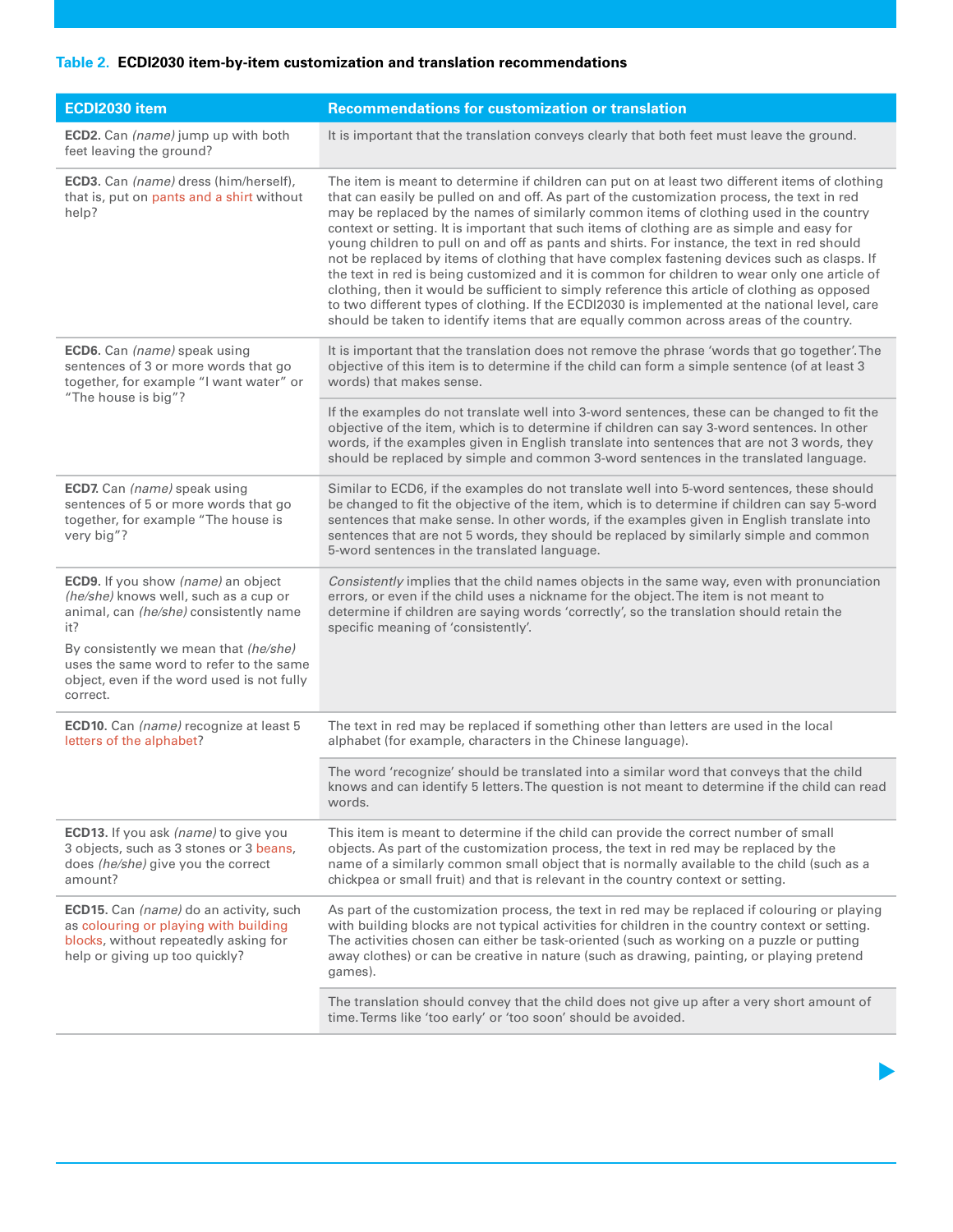**Table 2.** **ECDI2030 item-by-item customization and translation recommendations**

| ECDI2030 item | Recommendations for customization or translation |
|---|---|
| **ECD2.** Can *(name)* jump up with both feet leaving the ground? | It is important that the translation conveys clearly that both feet must leave the ground. |
| **ECD3.** Can *(name)* dress (him/herself), that is, put on pants and a shirt without help? | The item is meant to determine if children can put on at least two different items of clothing that can easily be pulled on and off. As part of the customization process, the text in red may be replaced by the names of similarly common items of clothing used in the country context or setting. It is important that such items of clothing are as simple and easy for young children to pull on and off as pants and shirts. For instance, the text in red should not be replaced by items of clothing that have complex fastening devices such as clasps. If the text in red is being customized and it is common for children to wear only one article of clothing, then it would be sufficient to simply reference this article of clothing as opposed to two different types of clothing. If the ECDI2030 is implemented at the national level, care should be taken to identify items that are equally common across areas of the country. |
| **ECD6.** Can *(name)* speak using sentences of 3 or more words that go together, for example "I want water" or "The house is big"? | It is important that the translation does not remove the phrase 'words that go together'. The objective of this item is to determine if the child can form a simple sentence (of at least 3 words) that makes sense. |
| | If the examples do not translate well into 3-word sentences, these can be changed to fit the objective of the item, which is to determine if children can say 3-word sentences. In other words, if the examples given in English translate into sentences that are not 3 words, they should be replaced by simple and common 3-word sentences in the translated language. |
| **ECD7.** Can *(name)* speak using sentences of 5 or more words that go together, for example "The house is very big"? | Similar to ECD6, if the examples do not translate well into 5-word sentences, these should be changed to fit the objective of the item, which is to determine if children can say 5-word sentences that make sense. In other words, if the examples given in English translate into sentences that are not 5 words, they should be replaced by similarly simple and common 5-word sentences in the translated language. |
| **ECD9.** If you show *(name)* an object *(he/she)* knows well, such as a cup or animal, can *(he/she)* consistently name it?<br><br>By consistently we mean that *(he/she)* uses the same word to refer to the same object, even if the word used is not fully correct. | *Consistently* implies that the child names objects in the same way, even with pronunciation errors, or even if the child uses a nickname for the object. The item is not meant to determine if children are saying words 'correctly', so the translation should retain the specific meaning of 'consistently'. |
| **ECD10.** Can *(name)* recognize at least 5 letters of the alphabet? | The text in red may be replaced if something other than letters are used in the local alphabet (for example, characters in the Chinese language). |
| | The word 'recognize' should be translated into a similar word that conveys that the child knows and can identify 5 letters. The question is not meant to determine if the child can read words. |
| **ECD13.** If you ask *(name)* to give you 3 objects, such as 3 stones or 3 beans, does *(he/she)* give you the correct amount? | This item is meant to determine if the child can provide the correct number of small objects. As part of the customization process, the text in red may be replaced by the name of a similarly common small object that is normally available to the child (such as a chickpea or small fruit) and that is relevant in the country context or setting. |
| **ECD15.** Can *(name)* do an activity, such as colouring or playing with building blocks, without repeatedly asking for help or giving up too quickly? | As part of the customization process, the text in red may be replaced if colouring or playing with building blocks are not typical activities for children in the country context or setting. The activities chosen can either be task-oriented (such as working on a puzzle or putting away clothes) or can be creative in nature (such as drawing, painting, or playing pretend games). |
| | The translation should convey that the child does not give up after a very short amount of time. Terms like 'too early' or 'too soon' should be avoided. |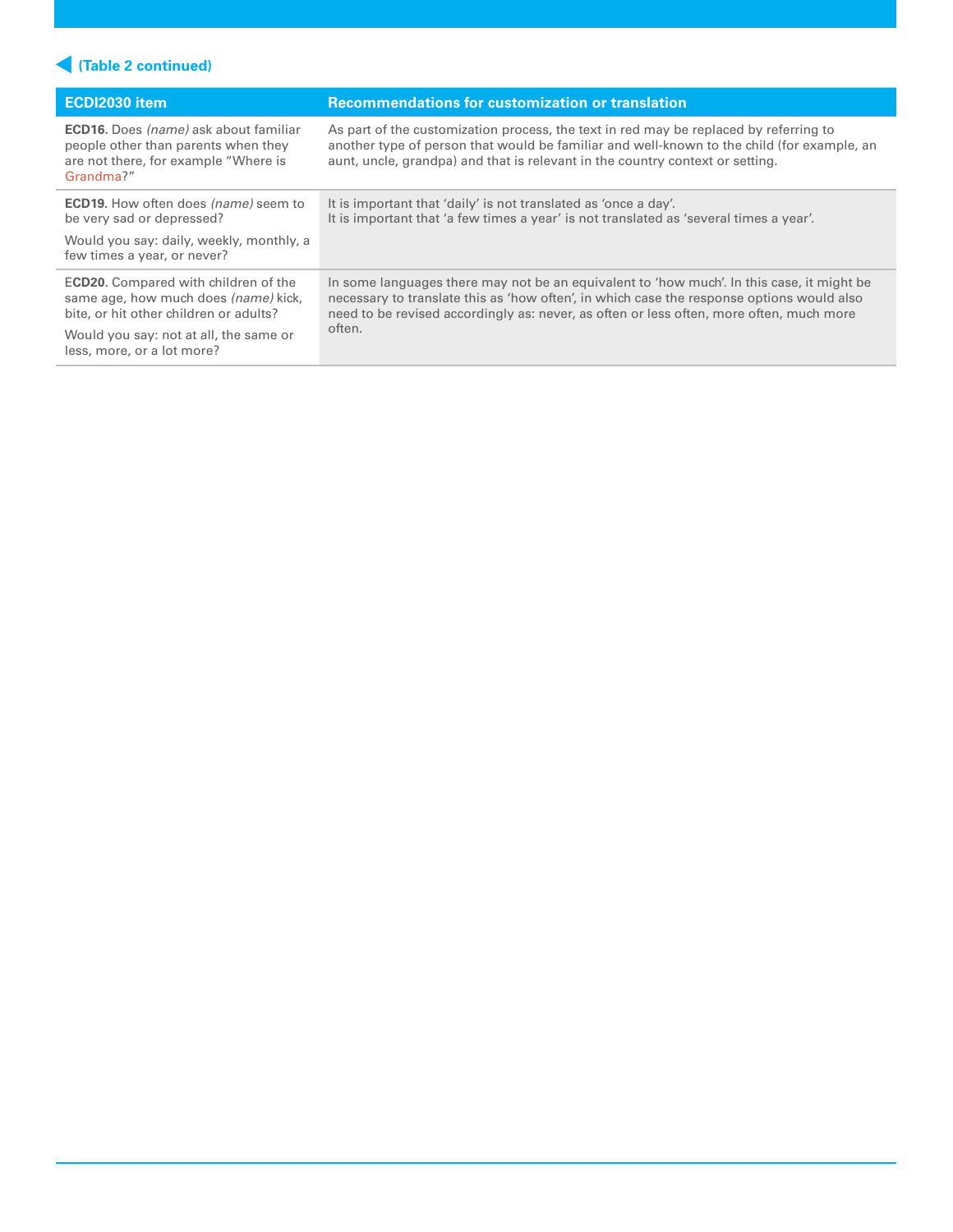(Table 2 continued)

| ECDI2030 item | Recommendations for customization or translation |
| --- | --- |
| **ECD16.** Does *(name)* ask about familiar people other than parents when they are not there, for example "Where is Grandma?" | As part of the customization process, the text in red may be replaced by referring to another type of person that would be familiar and well-known to the child (for example, an aunt, uncle, grandpa) and that is relevant in the country context or setting. |
| **ECD19.** How often does *(name)* seem to be very sad or depressed?<br><br>Would you say: daily, weekly, monthly, a few times a year, or never? | It is important that 'daily' is not translated as 'once a day'.<br>It is important that 'a few times a year' is not translated as 'several times a year'. |
| **ECD20.** Compared with children of the same age, how much does *(name)* kick, bite, or hit other children or adults?<br><br>Would you say: not at all, the same or less, more, or a lot more? | In some languages there may not be an equivalent to 'how much'. In this case, it might be necessary to translate this as 'how often', in which case the response options would also need to be revised accordingly as: never, as often or less often, more often, much more often. |